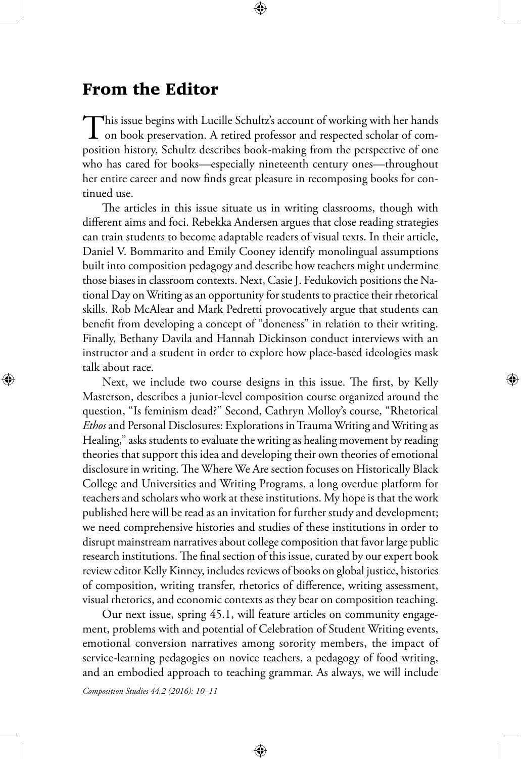# From the Editor

This issue begins with Lucille Schultz's account of working with her hands on book preservation. A retired professor and respected scholar of composition history, Schultz describes book-making from the perspective of one who has cared for books—especially nineteenth century ones—throughout her entire career and now finds great pleasure in recomposing books for continued use.

The articles in this issue situate us in writing classrooms, though with different aims and foci. Rebekka Andersen argues that close reading strategies can train students to become adaptable readers of visual texts. In their article, Daniel V. Bommarito and Emily Cooney identify monolingual assumptions built into composition pedagogy and describe how teachers might undermine those biases in classroom contexts. Next, Casie J. Fedukovich positions the National Day on Writing as an opportunity for students to practice their rhetorical skills. Rob McAlear and Mark Pedretti provocatively argue that students can benefit from developing a concept of "doneness" in relation to their writing. Finally, Bethany Davila and Hannah Dickinson conduct interviews with an instructor and a student in order to explore how place-based ideologies mask talk about race.

Next, we include two course designs in this issue. The first, by Kelly Masterson, describes a junior-level composition course organized around the question, "Is feminism dead?" Second, Cathryn Molloy's course, "Rhetorical *Ethos* and Personal Disclosures: Explorations in Trauma Writing and Writing as Healing," asks students to evaluate the writing as healing movement by reading theories that support this idea and developing their own theories of emotional disclosure in writing. The Where We Are section focuses on Historically Black College and Universities and Writing Programs, a long overdue platform for teachers and scholars who work at these institutions. My hope is that the work published here will be read as an invitation for further study and development; we need comprehensive histories and studies of these institutions in order to disrupt mainstream narratives about college composition that favor large public research institutions. The final section of this issue, curated by our expert book review editor Kelly Kinney, includes reviews of books on global justice, histories of composition, writing transfer, rhetorics of difference, writing assessment, visual rhetorics, and economic contexts as they bear on composition teaching.

Our next issue, spring 45.1, will feature articles on community engagement, problems with and potential of Celebration of Student Writing events, emotional conversion narratives among sorority members, the impact of service-learning pedagogies on novice teachers, a pedagogy of food writing, and an embodied approach to teaching grammar. As always, we will include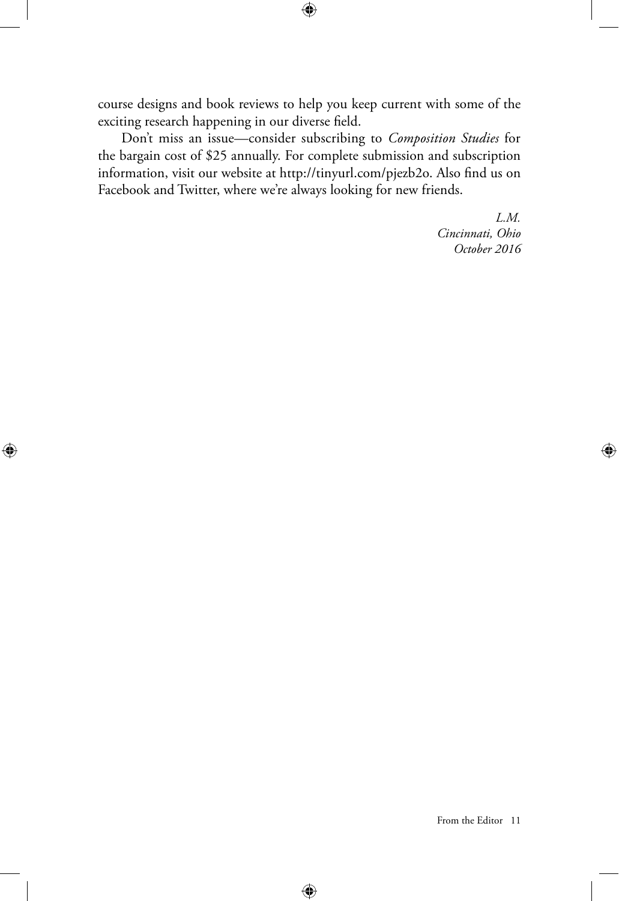course designs and book reviews to help you keep current with some of the exciting research happening in our diverse field.

Don't miss an issue—consider subscribing to *Composition Studies* for the bargain cost of $25 annually. For complete submission and subscription information, visit our website at http://tinyurl.com/pjezb2o. Also find us on Facebook and Twitter, where we're always looking for new friends.

*L.M.*
*Cincinnati, Ohio*
*October 2016*